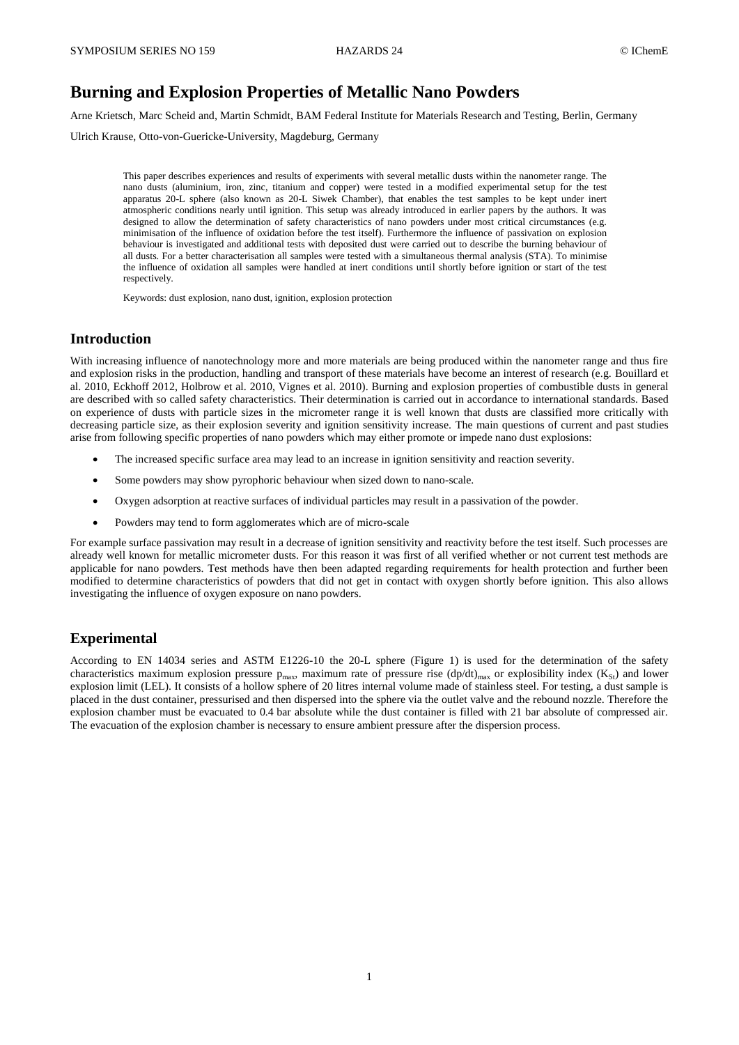# Burning and Explosion Properties of Metallic Nano Powders

Arne Krietsch, Marc Scheid and, Martin Schmidt, BAM Federal Institute for Materials Research and Testing, Berlin, Germany

Ulrich Krause, Otto-von-Guericke-University, Magdeburg, Germany

This paper describes experiences and results of experiments with several metallic dusts within the nanometer range. The nano dusts (aluminium, iron, zinc, titanium and copper) were tested in a modified experimental setup for the test apparatus 20-L sphere (also known as 20-L Siwek Chamber), that enables the test samples to be kept under inert atmospheric conditions nearly until ignition. This setup was already introduced in earlier papers by the authors. It was designed to allow the determination of safety characteristics of nano powders under most critical circumstances (e.g. minimisation of the influence of oxidation before the test itself). Furthermore the influence of passivation on explosion behaviour is investigated and additional tests with deposited dust were carried out to describe the burning behaviour of all dusts. For a better characterisation all samples were tested with a simultaneous thermal analysis (STA). To minimise the influence of oxidation all samples were handled at inert conditions until shortly before ignition or start of the test respectively.

Keywords: dust explosion, nano dust, ignition, explosion protection

## Introduction

With increasing influence of nanotechnology more and more materials are being produced within the nanometer range and thus fire and explosion risks in the production, handling and transport of these materials have become an interest of research (e.g. Bouillard et al. 2010, Eckhoff 2012, Holbrow et al. 2010, Vignes et al. 2010). Burning and explosion properties of combustible dusts in general are described with so called safety characteristics. Their determination is carried out in accordance to international standards. Based on experience of dusts with particle sizes in the micrometer range it is well known that dusts are classified more critically with decreasing particle size, as their explosion severity and ignition sensitivity increase. The main questions of current and past studies arise from following specific properties of nano powders which may either promote or impede nano dust explosions:

- The increased specific surface area may lead to an increase in ignition sensitivity and reaction severity.
- Some powders may show pyrophoric behaviour when sized down to nano-scale.
- Oxygen adsorption at reactive surfaces of individual particles may result in a passivation of the powder.
- Powders may tend to form agglomerates which are of micro-scale

For example surface passivation may result in a decrease of ignition sensitivity and reactivity before the test itself. Such processes are already well known for metallic micrometer dusts. For this reason it was first of all verified whether or not current test methods are applicable for nano powders. Test methods have then been adapted regarding requirements for health protection and further been modified to determine characteristics of powders that did not get in contact with oxygen shortly before ignition. This also allows investigating the influence of oxygen exposure on nano powders.

## Experimental

According to EN 14034 series and ASTM E1226-10 the 20-L sphere (Figure 1) is used for the determination of the safety characteristics maximum explosion pressure $p_{max}$, maximum rate of pressure rise $(dp/dt)_{max}$ or explosibility index ($K_{St}$) and lower explosion limit (LEL). It consists of a hollow sphere of 20 litres internal volume made of stainless steel. For testing, a dust sample is placed in the dust container, pressurised and then dispersed into the sphere via the outlet valve and the rebound nozzle. Therefore the explosion chamber must be evacuated to 0.4 bar absolute while the dust container is filled with 21 bar absolute of compressed air. The evacuation of the explosion chamber is necessary to ensure ambient pressure after the dispersion process.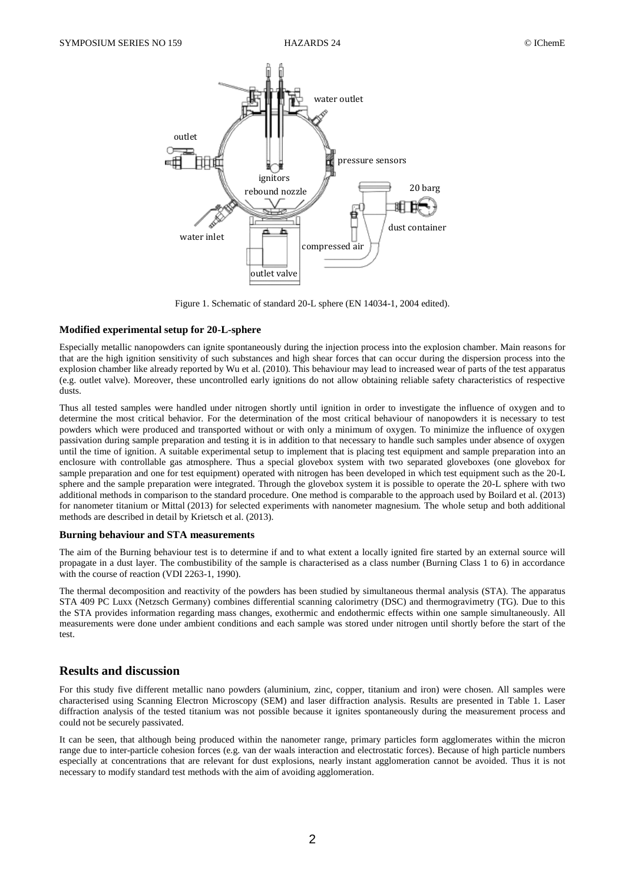Figure 1. Schematic of standard 20-L sphere (EN 14034-1, 2004 edited).

### Modified experimental setup for 20-L-sphere

Especially metallic nanopowders can ignite spontaneously during the injection process into the explosion chamber. Main reasons for that are the high ignition sensitivity of such substances and high shear forces that can occur during the dispersion process into the explosion chamber like already reported by Wu et al. (2010). This behaviour may lead to increased wear of parts of the test apparatus (e.g. outlet valve). Moreover, these uncontrolled early ignitions do not allow obtaining reliable safety characteristics of respective dusts.

Thus all tested samples were handled under nitrogen shortly until ignition in order to investigate the influence of oxygen and to determine the most critical behavior. For the determination of the most critical behaviour of nanopowders it is necessary to test powders which were produced and transported without or with only a minimum of oxygen. To minimize the influence of oxygen passivation during sample preparation and testing it is in addition to that necessary to handle such samples under absence of oxygen until the time of ignition. A suitable experimental setup to implement that is placing test equipment and sample preparation into an enclosure with controllable gas atmosphere. Thus a special glovebox system with two separated gloveboxes (one glovebox for sample preparation and one for test equipment) operated with nitrogen has been developed in which test equipment such as the 20-L sphere and the sample preparation were integrated. Through the glovebox system it is possible to operate the 20-L sphere with two additional methods in comparison to the standard procedure. One method is comparable to the approach used by Boilard et al. (2013) for nanometer titanium or Mittal (2013) for selected experiments with nanometer magnesium. The whole setup and both additional methods are described in detail by Krietsch et al. (2013).

### Burning behaviour and STA measurements

The aim of the Burning behaviour test is to determine if and to what extent a locally ignited fire started by an external source will propagate in a dust layer. The combustibility of the sample is characterised as a class number (Burning Class 1 to 6) in accordance with the course of reaction (VDI 2263-1, 1990).

The thermal decomposition and reactivity of the powders has been studied by simultaneous thermal analysis (STA). The apparatus STA 409 PC Luxx (Netzsch Germany) combines differential scanning calorimetry (DSC) and thermogravimetry (TG). Due to this the STA provides information regarding mass changes, exothermic and endothermic effects within one sample simultaneously. All measurements were done under ambient conditions and each sample was stored under nitrogen until shortly before the start of the test.

## Results and discussion

For this study five different metallic nano powders (aluminium, zinc, copper, titanium and iron) were chosen. All samples were characterised using Scanning Electron Microscopy (SEM) and laser diffraction analysis. Results are presented in Table 1. Laser diffraction analysis of the tested titanium was not possible because it ignites spontaneously during the measurement process and could not be securely passivated.

It can be seen, that although being produced within the nanometer range, primary particles form agglomerates within the micron range due to inter-particle cohesion forces (e.g. van der waals interaction and electrostatic forces). Because of high particle numbers especially at concentrations that are relevant for dust explosions, nearly instant agglomeration cannot be avoided. Thus it is not necessary to modify standard test methods with the aim of avoiding agglomeration.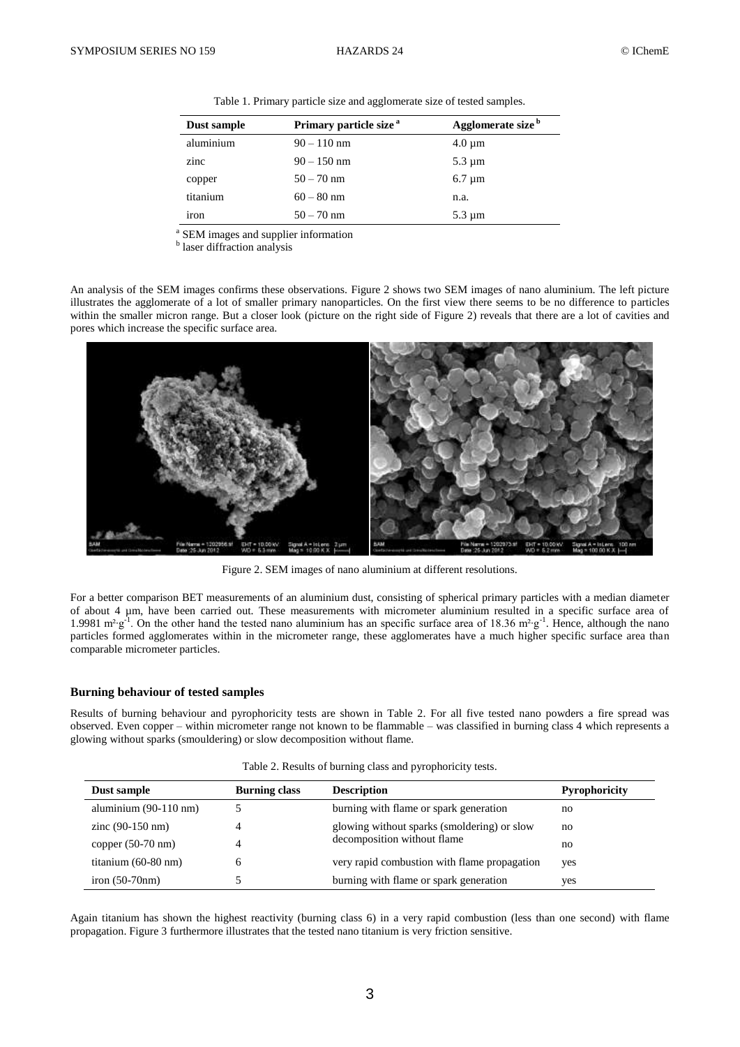Table 1. Primary particle size and agglomerate size of tested samples.

| Dust sample | Primary particle size [a] | Agglomerate size [b] |
|---|---|---|
| aluminium | 90 – 110 nm | 4.0 µm |
| zinc | 90 – 150 nm | 5.3 µm |
| copper | 50 – 70 nm | 6.7 µm |
| titanium | 60 – 80 nm | n.a. |
| iron | 50 – 70 nm | 5.3 µm |

[a] SEM images and supplier information
[b] laser diffraction analysis

An analysis of the SEM images confirms these observations. Figure 2 shows two SEM images of nano aluminium. The left picture illustrates the agglomerate of a lot of smaller primary nanoparticles. On the first view there seems to be no difference to particles within the smaller micron range. But a closer look (picture on the right side of Figure 2) reveals that there are a lot of cavities and pores which increase the specific surface area.

Figure 2. SEM images of nano aluminium at different resolutions.

For a better comparison BET measurements of an aluminium dust, consisting of spherical primary particles with a median diameter of about 4 µm, have been carried out. These measurements with micrometer aluminium resulted in a specific surface area of 1.9981 $m^2 \cdot g^{-1}$. On the other hand the tested nano aluminium has an specific surface area of 18.36 $m^2 \cdot g^{-1}$. Hence, although the nano particles formed agglomerates within in the micrometer range, these agglomerates have a much higher specific surface area than comparable micrometer particles.

### Burning behaviour of tested samples

Results of burning behaviour and pyrophoricity tests are shown in Table 2. For all five tested nano powders a fire spread was observed. Even copper – within micrometer range not known to be flammable – was classified in burning class 4 which represents a glowing without sparks (smouldering) or slow decomposition without flame.

Table 2. Results of burning class and pyrophoricity tests.

| Dust sample | Burning class | Description | Pyrophoricity |
|---|---|---|---|
| aluminium (90-110 nm) | 5 | burning with flame or spark generation | no |
| zinc (90-150 nm) | 4 | glowing without sparks (smoldering) or slow decomposition without flame | no |
| copper (50-70 nm) | 4 | | no |
| titanium (60-80 nm) | 6 | very rapid combustion with flame propagation | yes |
| iron (50-70nm) | 5 | burning with flame or spark generation | yes |

Again titanium has shown the highest reactivity (burning class 6) in a very rapid combustion (less than one second) with flame propagation. Figure 3 furthermore illustrates that the tested nano titanium is very friction sensitive.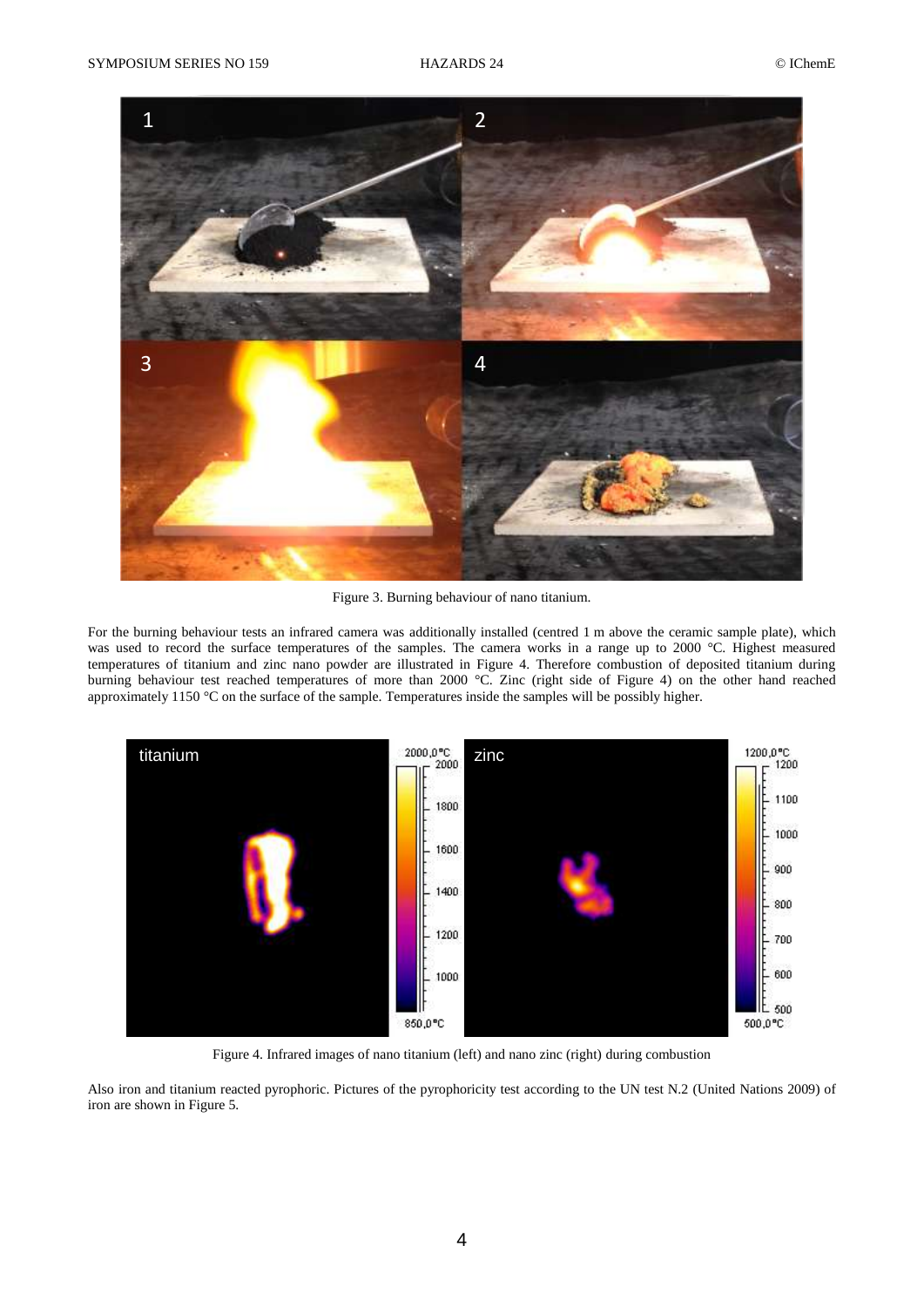Figure 3. Burning behaviour of nano titanium.

For the burning behaviour tests an infrared camera was additionally installed (centred 1 m above the ceramic sample plate), which was used to record the surface temperatures of the samples. The camera works in a range up to 2000 °C. Highest measured temperatures of titanium and zinc nano powder are illustrated in Figure 4. Therefore combustion of deposited titanium during burning behaviour test reached temperatures of more than 2000 °C. Zinc (right side of Figure 4) on the other hand reached approximately 1150 °C on the surface of the sample. Temperatures inside the samples will be possibly higher.

Figure 4. Infrared images of nano titanium (left) and nano zinc (right) during combustion

Also iron and titanium reacted pyrophoric. Pictures of the pyrophoricity test according to the UN test N.2 (United Nations 2009) of iron are shown in Figure 5.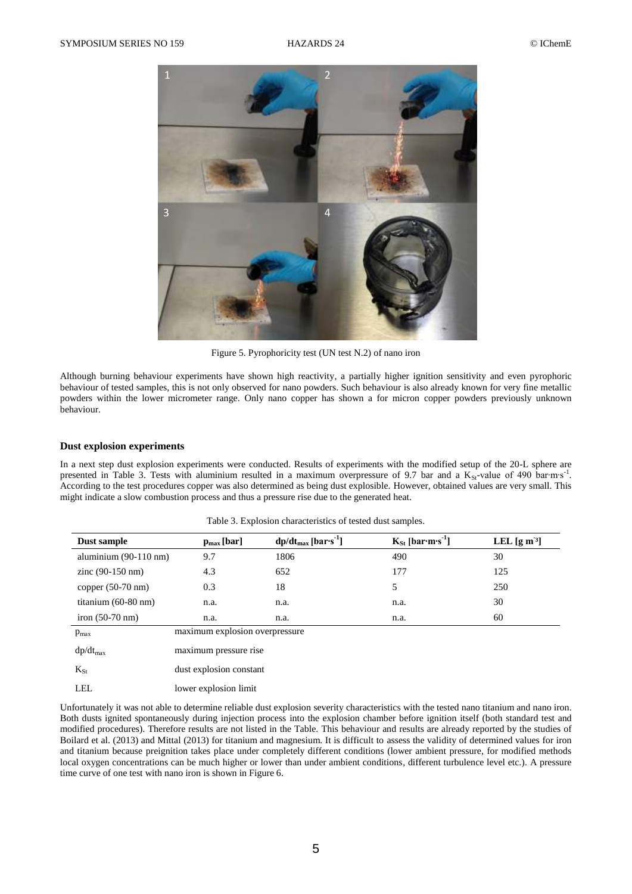Figure 5. Pyrophoricity test (UN test N.2) of nano iron

Although burning behaviour experiments have shown high reactivity, a partially higher ignition sensitivity and even pyrophoric behaviour of tested samples, this is not only observed for nano powders. Such behaviour is also already known for very fine metallic powders within the lower micrometer range. Only nano copper has shown a for micron copper powders previously unknown behaviour.

### Dust explosion experiments

In a next step dust explosion experiments were conducted. Results of experiments with the modified setup of the 20-L sphere are presented in Table 3. Tests with aluminium resulted in a maximum overpressure of 9.7 bar and a $K_{St}$-value of 490 bar·m·s$^{-1}$. According to the test procedures copper was also determined as being dust explosible. However, obtained values are very small. This might indicate a slow combustion process and thus a pressure rise due to the generated heat.

Table 3. Explosion characteristics of tested dust samples.

| Dust sample | $p_{max}$ [bar] | $dp/dt_{max}$ [bar·s$^{-1}$] | $K_{St}$ [bar·m·s$^{-1}$] | LEL [g m$^{-3}$] |
|---|---|---|---|---|
| aluminium (90-110 nm) | 9.7 | 1806 | 490 | 30 |
| zinc (90-150 nm) | 4.3 | 652 | 177 | 125 |
| copper (50-70 nm) | 0.3 | 18 | 5 | 250 |
| titanium (60-80 nm) | n.a. | n.a. | n.a. | 30 |
| iron (50-70 nm) | n.a. | n.a. | n.a. | 60 |

$p_{max}$ maximum explosion overpressure

$dp/dt_{max}$ maximum pressure rise

$K_{St}$ dust explosion constant

LEL lower explosion limit

Unfortunately it was not able to determine reliable dust explosion severity characteristics with the tested nano titanium and nano iron. Both dusts ignited spontaneously during injection process into the explosion chamber before ignition itself (both standard test and modified procedures). Therefore results are not listed in the Table. This behaviour and results are already reported by the studies of Boilard et al. (2013) and Mittal (2013) for titanium and magnesium. It is difficult to assess the validity of determined values for iron and titanium because preignition takes place under completely different conditions (lower ambient pressure, for modified methods local oxygen concentrations can be much higher or lower than under ambient conditions, different turbulence level etc.). A pressure time curve of one test with nano iron is shown in Figure 6.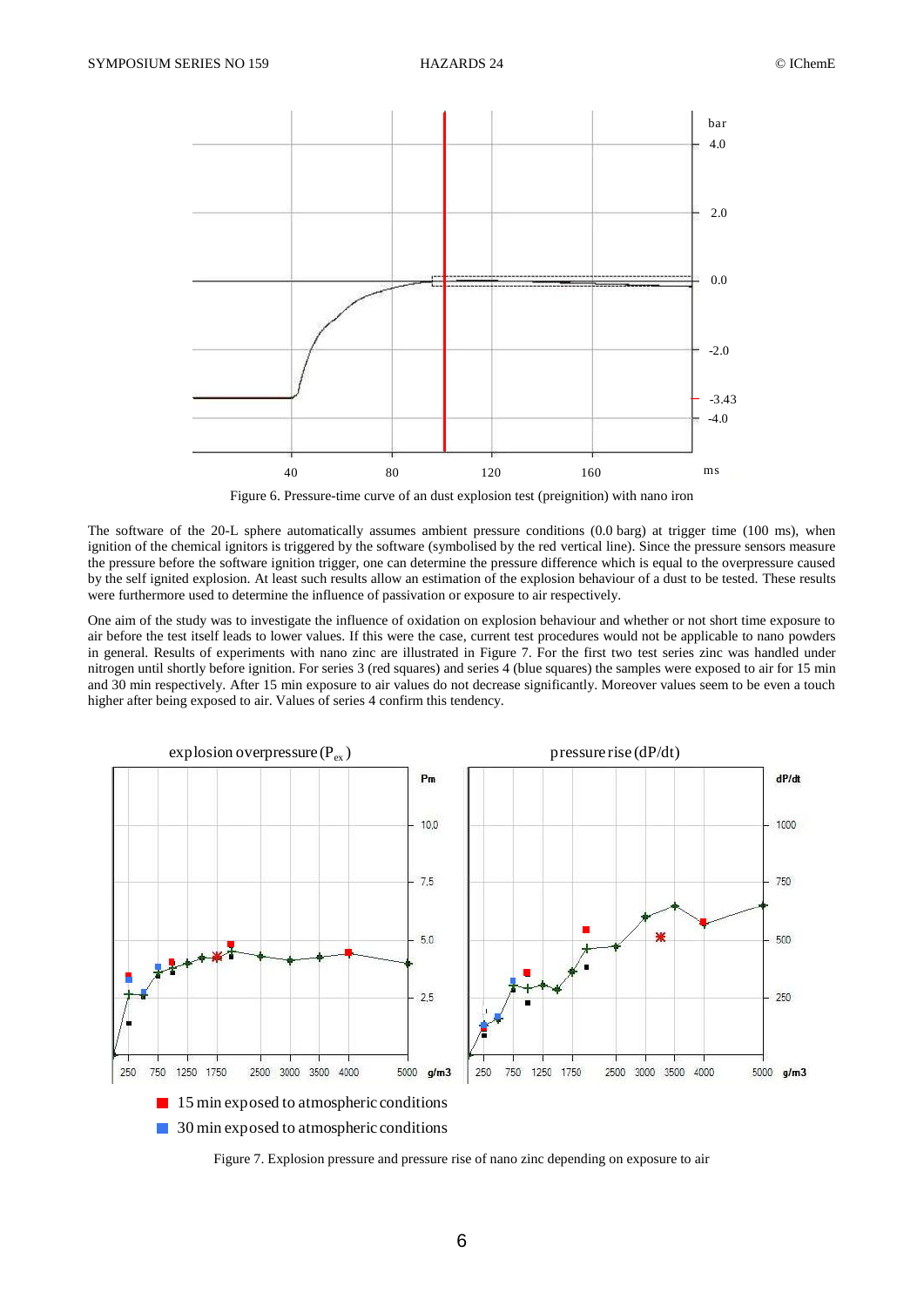Figure 6. Pressure-time curve of an dust explosion test (preignition) with nano iron

The software of the 20-L sphere automatically assumes ambient pressure conditions (0.0 barg) at trigger time (100 ms), when ignition of the chemical ignitors is triggered by the software (symbolised by the red vertical line). Since the pressure sensors measure the pressure before the software ignition trigger, one can determine the pressure difference which is equal to the overpressure caused by the self ignited explosion. At least such results allow an estimation of the explosion behaviour of a dust to be tested. These results were furthermore used to determine the influence of passivation or exposure to air respectively.

One aim of the study was to investigate the influence of oxidation on explosion behaviour and whether or not short time exposure to air before the test itself leads to lower values. If this were the case, current test procedures would not be applicable to nano powders in general. Results of experiments with nano zinc are illustrated in Figure 7. For the first two test series zinc was handled under nitrogen until shortly before ignition. For series 3 (red squares) and series 4 (blue squares) the samples were exposed to air for 15 min and 30 min respectively. After 15 min exposure to air values do not decrease significantly. Moreover values seem to be even a touch higher after being exposed to air. Values of series 4 confirm this tendency.

Figure 7. Explosion pressure and pressure rise of nano zinc depending on exposure to air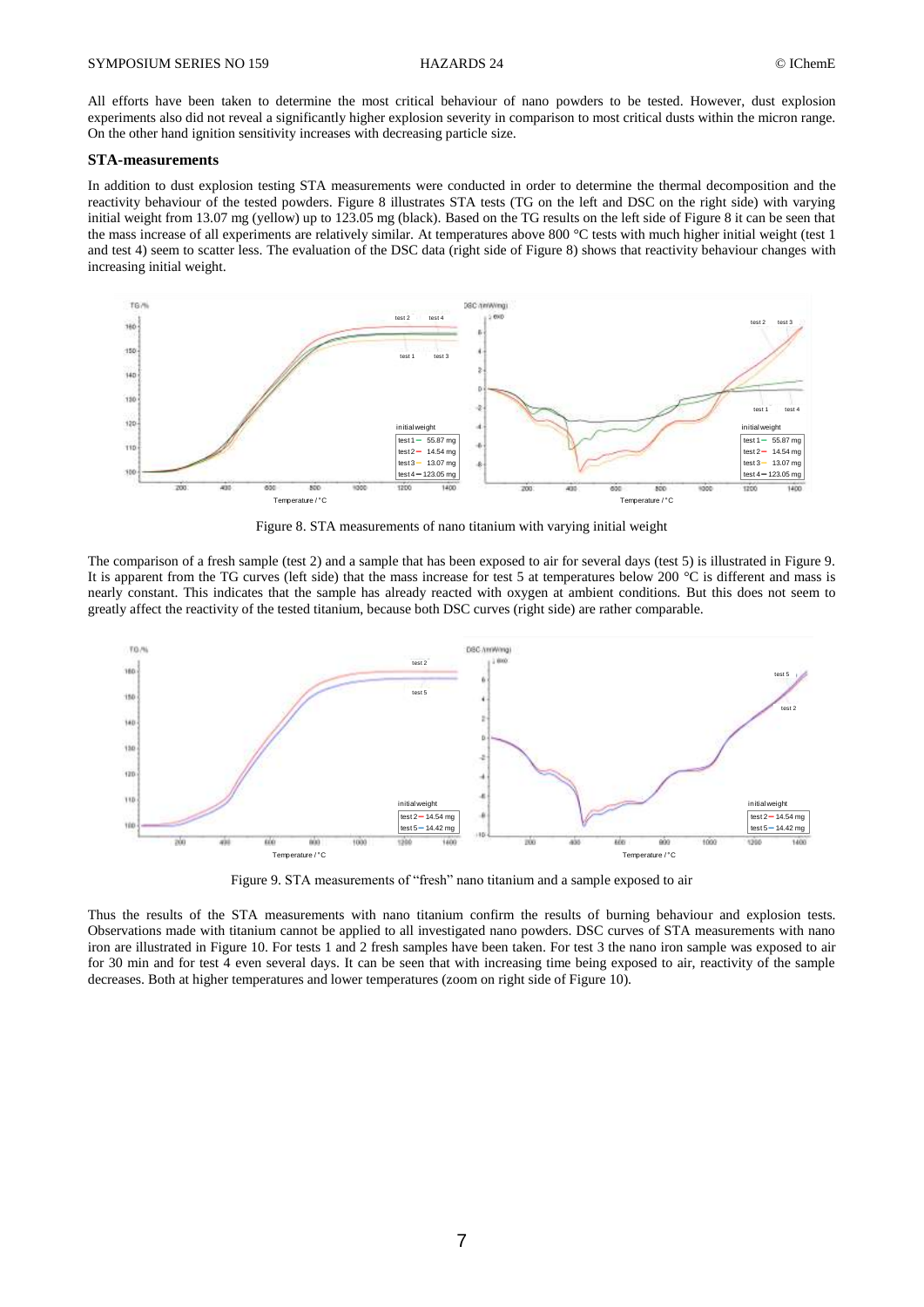All efforts have been taken to determine the most critical behaviour of nano powders to be tested. However, dust explosion experiments also did not reveal a significantly higher explosion severity in comparison to most critical dusts within the micron range. On the other hand ignition sensitivity increases with decreasing particle size.

### STA-measurements

In addition to dust explosion testing STA measurements were conducted in order to determine the thermal decomposition and the reactivity behaviour of the tested powders. Figure 8 illustrates STA tests (TG on the left and DSC on the right side) with varying initial weight from 13.07 mg (yellow) up to 123.05 mg (black). Based on the TG results on the left side of Figure 8 it can be seen that the mass increase of all experiments are relatively similar. At temperatures above 800 °C tests with much higher initial weight (test 1 and test 4) seem to scatter less. The evaluation of the DSC data (right side of Figure 8) shows that reactivity behaviour changes with increasing initial weight.

Figure 8. STA measurements of nano titanium with varying initial weight

The comparison of a fresh sample (test 2) and a sample that has been exposed to air for several days (test 5) is illustrated in Figure 9. It is apparent from the TG curves (left side) that the mass increase for test 5 at temperatures below 200 °C is different and mass is nearly constant. This indicates that the sample has already reacted with oxygen at ambient conditions. But this does not seem to greatly affect the reactivity of the tested titanium, because both DSC curves (right side) are rather comparable.

Figure 9. STA measurements of "fresh" nano titanium and a sample exposed to air

Thus the results of the STA measurements with nano titanium confirm the results of burning behaviour and explosion tests. Observations made with titanium cannot be applied to all investigated nano powders. DSC curves of STA measurements with nano iron are illustrated in Figure 10. For tests 1 and 2 fresh samples have been taken. For test 3 the nano iron sample was exposed to air for 30 min and for test 4 even several days. It can be seen that with increasing time being exposed to air, reactivity of the sample decreases. Both at higher temperatures and lower temperatures (zoom on right side of Figure 10).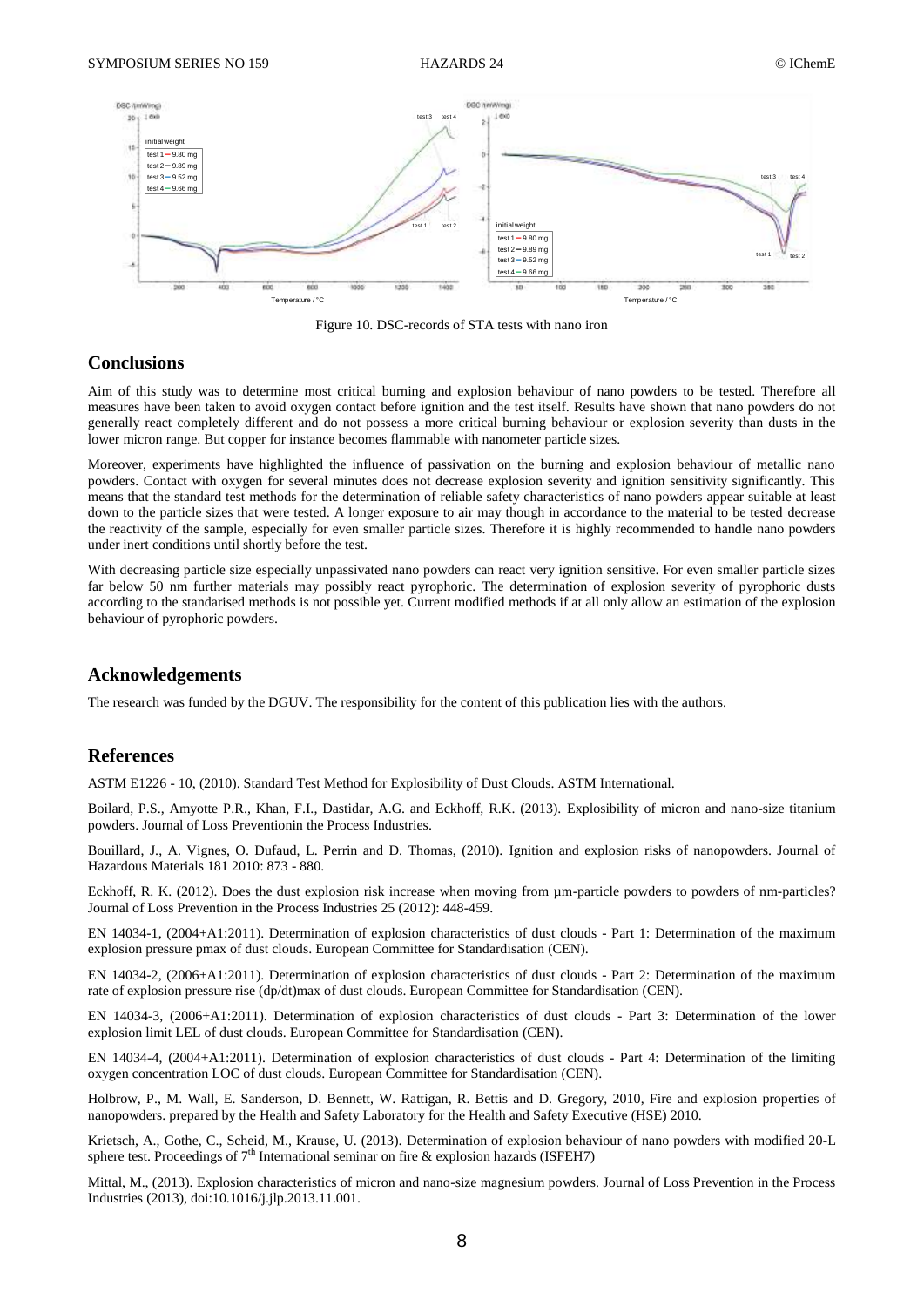Figure 10. DSC-records of STA tests with nano iron

## Conclusions

Aim of this study was to determine most critical burning and explosion behaviour of nano powders to be tested. Therefore all measures have been taken to avoid oxygen contact before ignition and the test itself. Results have shown that nano powders do not generally react completely different and do not possess a more critical burning behaviour or explosion severity than dusts in the lower micron range. But copper for instance becomes flammable with nanometer particle sizes.

Moreover, experiments have highlighted the influence of passivation on the burning and explosion behaviour of metallic nano powders. Contact with oxygen for several minutes does not decrease explosion severity and ignition sensitivity significantly. This means that the standard test methods for the determination of reliable safety characteristics of nano powders appear suitable at least down to the particle sizes that were tested. A longer exposure to air may though in accordance to the material to be tested decrease the reactivity of the sample, especially for even smaller particle sizes. Therefore it is highly recommended to handle nano powders under inert conditions until shortly before the test.

With decreasing particle size especially unpassivated nano powders can react very ignition sensitive. For even smaller particle sizes far below 50 nm further materials may possibly react pyrophoric. The determination of explosion severity of pyrophoric dusts according to the standarised methods is not possible yet. Current modified methods if at all only allow an estimation of the explosion behaviour of pyrophoric powders.

## Acknowledgements

The research was funded by the DGUV. The responsibility for the content of this publication lies with the authors.

## References

ASTM E1226 - 10, (2010). Standard Test Method for Explosibility of Dust Clouds. ASTM International.

Boilard, P.S., Amyotte P.R., Khan, F.I., Dastidar, A.G. and Eckhoff, R.K. (2013). Explosibility of micron and nano-size titanium powders. Journal of Loss Preventionin the Process Industries.

Bouillard, J., A. Vignes, O. Dufaud, L. Perrin and D. Thomas, (2010). Ignition and explosion risks of nanopowders. Journal of Hazardous Materials 181 2010: 873 - 880.

Eckhoff, R. K. (2012). Does the dust explosion risk increase when moving from µm-particle powders to powders of nm-particles? Journal of Loss Prevention in the Process Industries 25 (2012): 448-459.

EN 14034-1, (2004+A1:2011). Determination of explosion characteristics of dust clouds - Part 1: Determination of the maximum explosion pressure pmax of dust clouds. European Committee for Standardisation (CEN).

EN 14034-2, (2006+A1:2011). Determination of explosion characteristics of dust clouds - Part 2: Determination of the maximum rate of explosion pressure rise (dp/dt)max of dust clouds. European Committee for Standardisation (CEN).

EN 14034-3, (2006+A1:2011). Determination of explosion characteristics of dust clouds - Part 3: Determination of the lower explosion limit LEL of dust clouds. European Committee for Standardisation (CEN).

EN 14034-4, (2004+A1:2011). Determination of explosion characteristics of dust clouds - Part 4: Determination of the limiting oxygen concentration LOC of dust clouds. European Committee for Standardisation (CEN).

Holbrow, P., M. Wall, E. Sanderson, D. Bennett, W. Rattigan, R. Bettis and D. Gregory, 2010, Fire and explosion properties of nanopowders. prepared by the Health and Safety Laboratory for the Health and Safety Executive (HSE) 2010.

Krietsch, A., Gothe, C., Scheid, M., Krause, U. (2013). Determination of explosion behaviour of nano powders with modified 20-L sphere test. Proceedings of 7th International seminar on fire & explosion hazards (ISFEH7)

Mittal, M., (2013). Explosion characteristics of micron and nano-size magnesium powders. Journal of Loss Prevention in the Process Industries (2013), doi:10.1016/j.jlp.2013.11.001.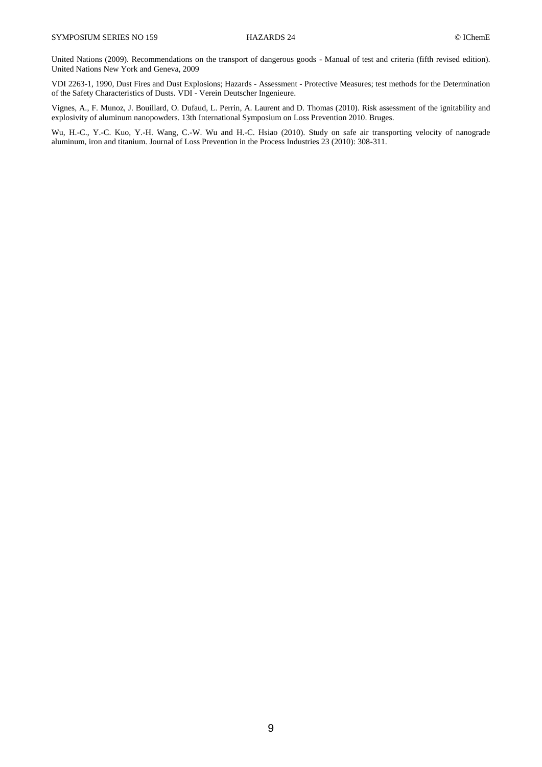United Nations (2009). Recommendations on the transport of dangerous goods - Manual of test and criteria (fifth revised edition). United Nations New York and Geneva, 2009

VDI 2263-1, 1990, Dust Fires and Dust Explosions; Hazards - Assessment - Protective Measures; test methods for the Determination of the Safety Characteristics of Dusts. VDI - Verein Deutscher Ingenieure.

Vignes, A., F. Munoz, J. Bouillard, O. Dufaud, L. Perrin, A. Laurent and D. Thomas (2010). Risk assessment of the ignitability and explosivity of aluminum nanopowders. 13th International Symposium on Loss Prevention 2010. Bruges.

Wu, H.-C., Y.-C. Kuo, Y.-H. Wang, C.-W. Wu and H.-C. Hsiao (2010). Study on safe air transporting velocity of nanograde aluminum, iron and titanium. Journal of Loss Prevention in the Process Industries 23 (2010): 308-311.